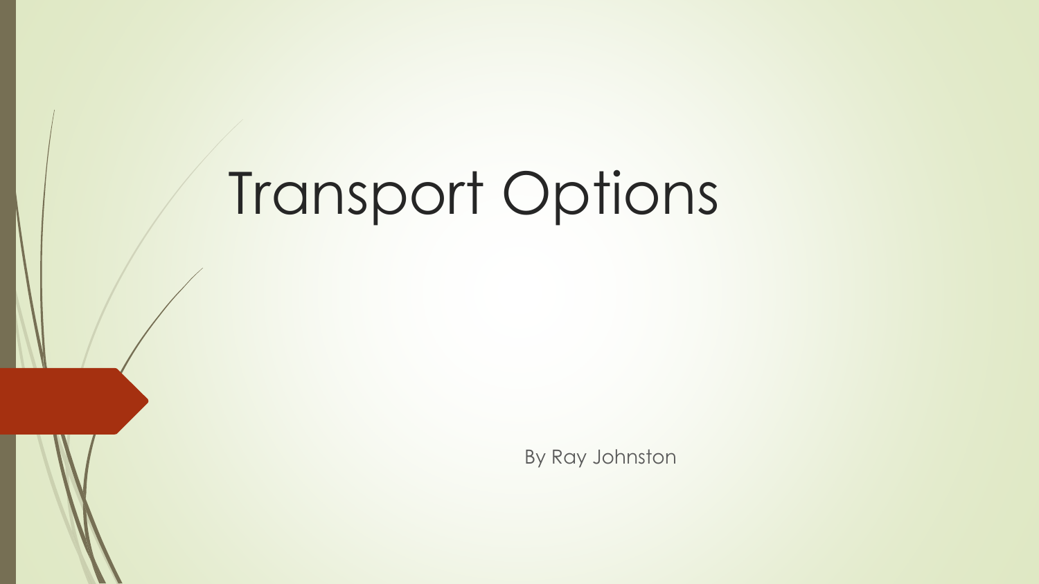# Transport Options

By Ray Johnston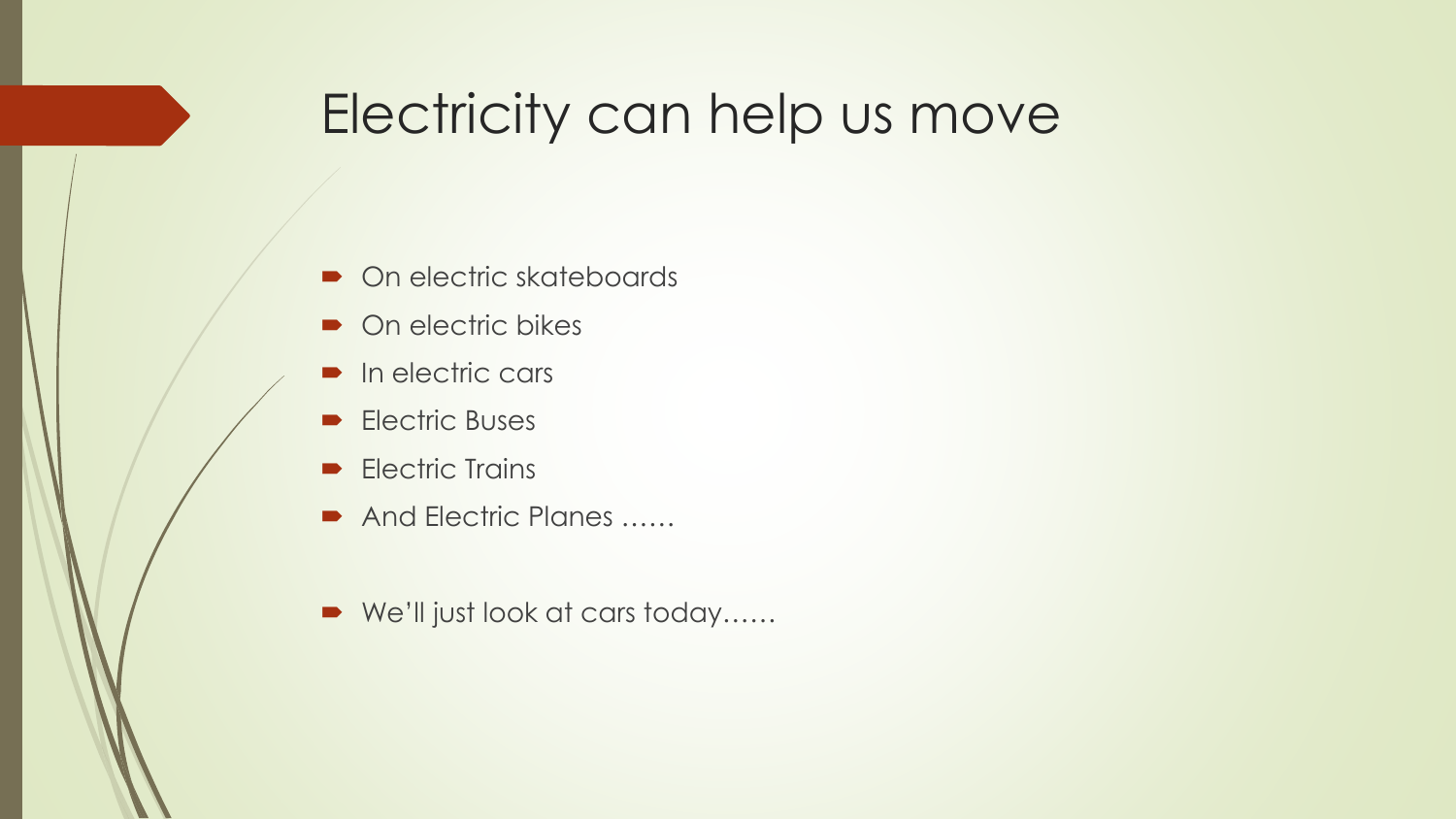# Electricity can help us move

- On electric skateboards
- On electric bikes
- In electric cars
- Electric Buses
- Electric Trains
- And Electric Planes ……

- We'll just look at cars today……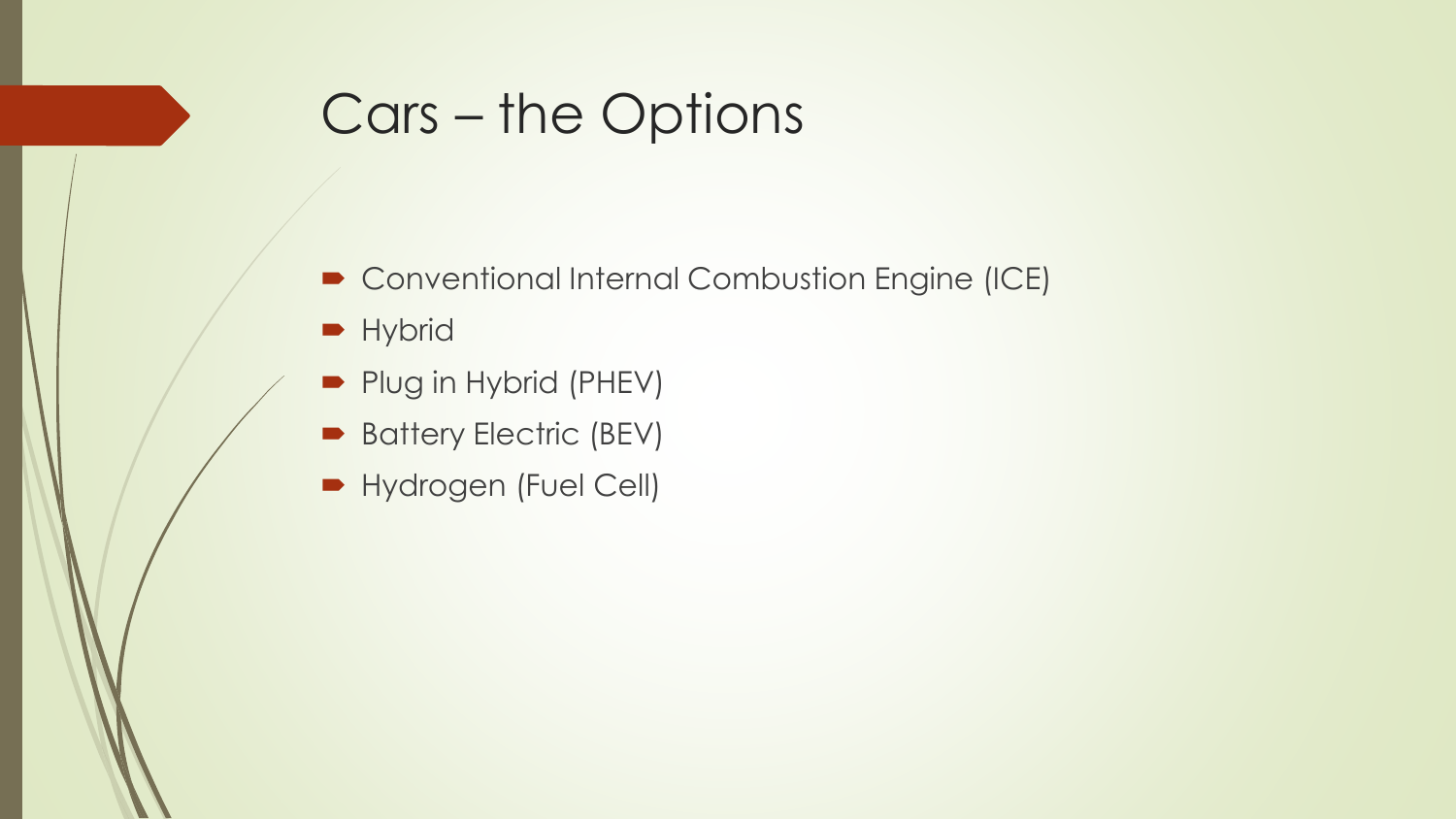# Cars – the Options

- Conventional Internal Combustion Engine (ICE)
- Hybrid
- Plug in Hybrid (PHEV)
- Battery Electric (BEV)
- Hydrogen (Fuel Cell)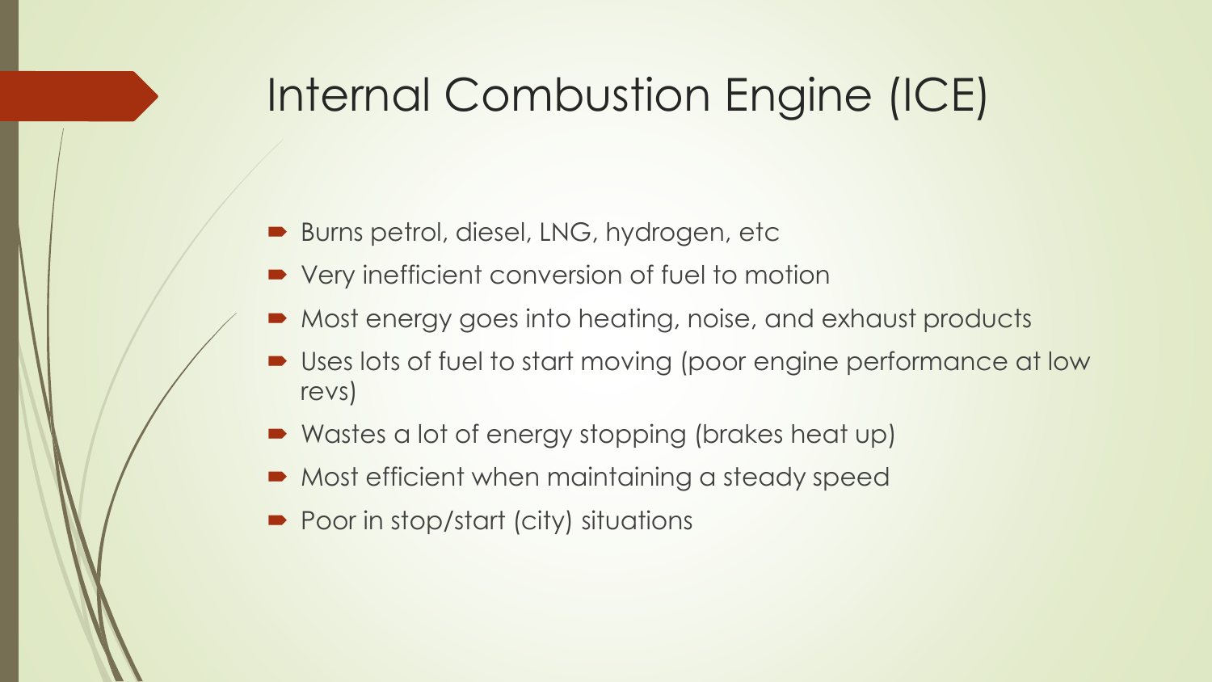# Internal Combustion Engine (ICE)

- Burns petrol, diesel, LNG, hydrogen, etc
- Very inefficient conversion of fuel to motion
- Most energy goes into heating, noise, and exhaust products
- Uses lots of fuel to start moving (poor engine performance at low revs)
- Wastes a lot of energy stopping (brakes heat up)
- Most efficient when maintaining a steady speed
- Poor in stop/start (city) situations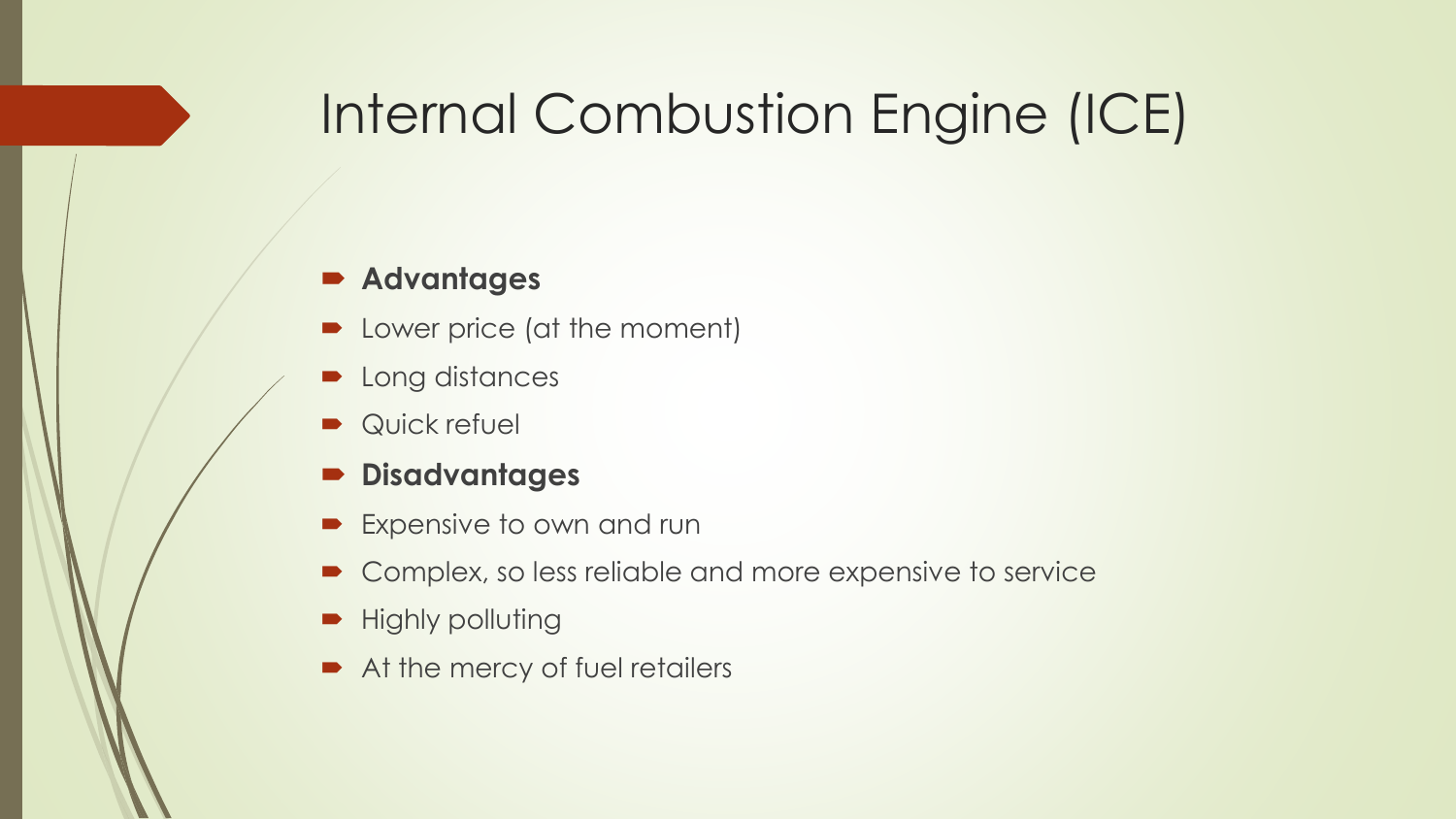# Internal Combustion Engine (ICE)

- **Advantages**
- Lower price (at the moment)
- Long distances
- Quick refuel
- **Disadvantages**
- Expensive to own and run
- Complex, so less reliable and more expensive to service
- Highly polluting
- At the mercy of fuel retailers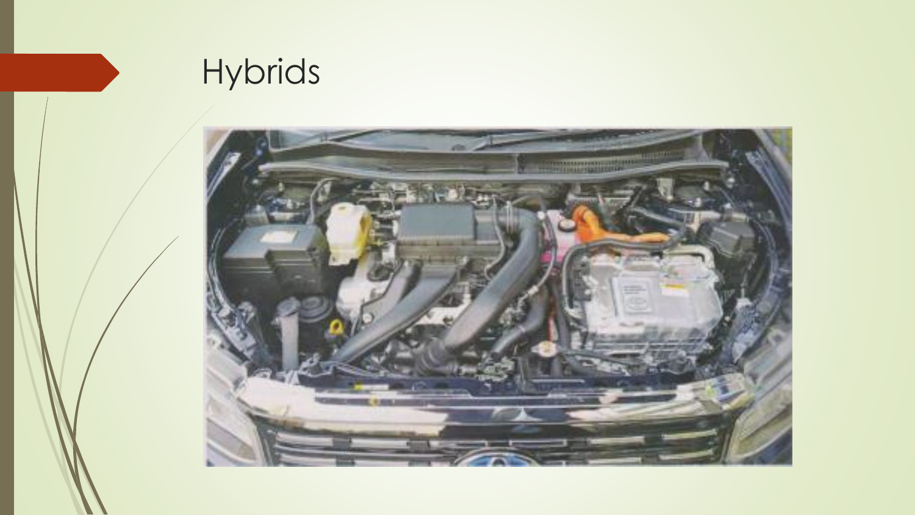# Hybrids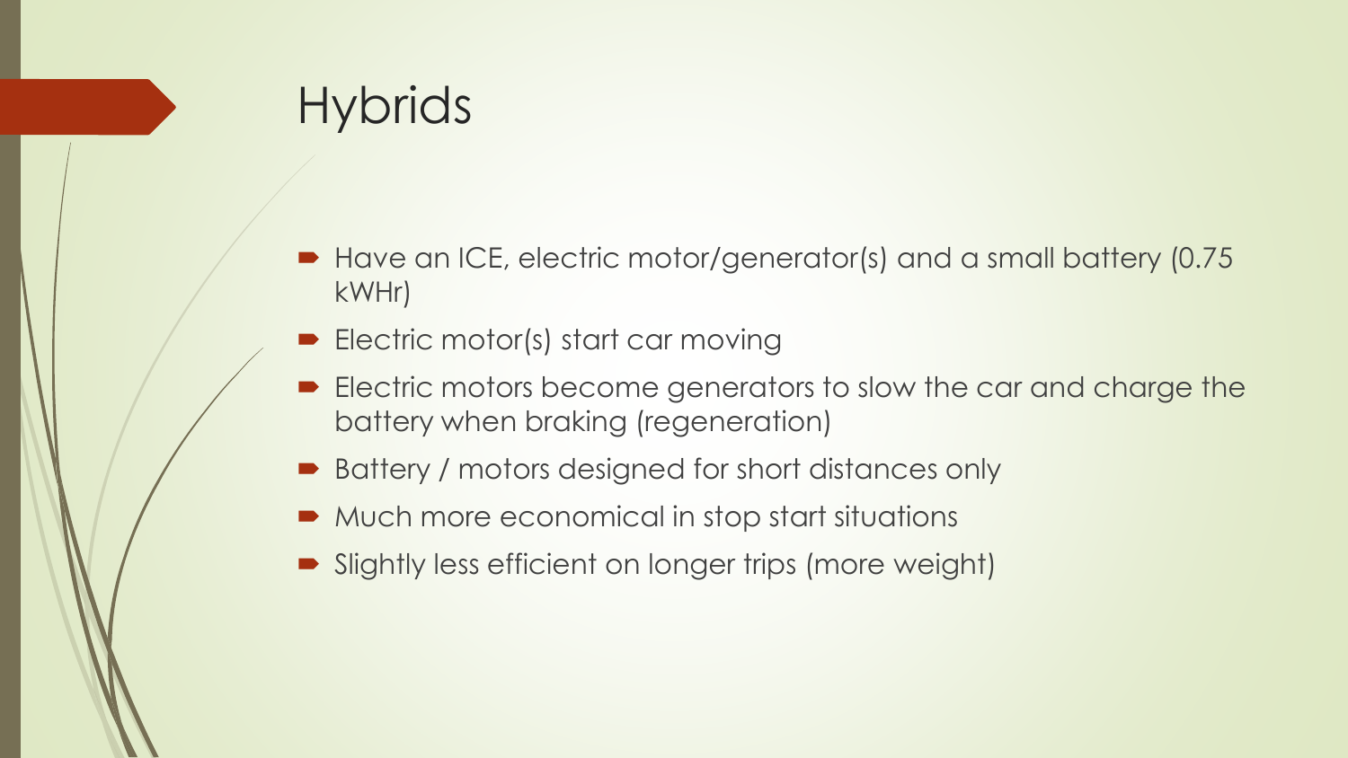# Hybrids

- Have an ICE, electric motor/generator(s) and a small battery (0.75 kWHr)
- Electric motor(s) start car moving
- Electric motors become generators to slow the car and charge the battery when braking (regeneration)
- Battery / motors designed for short distances only
- Much more economical in stop start situations
- Slightly less efficient on longer trips (more weight)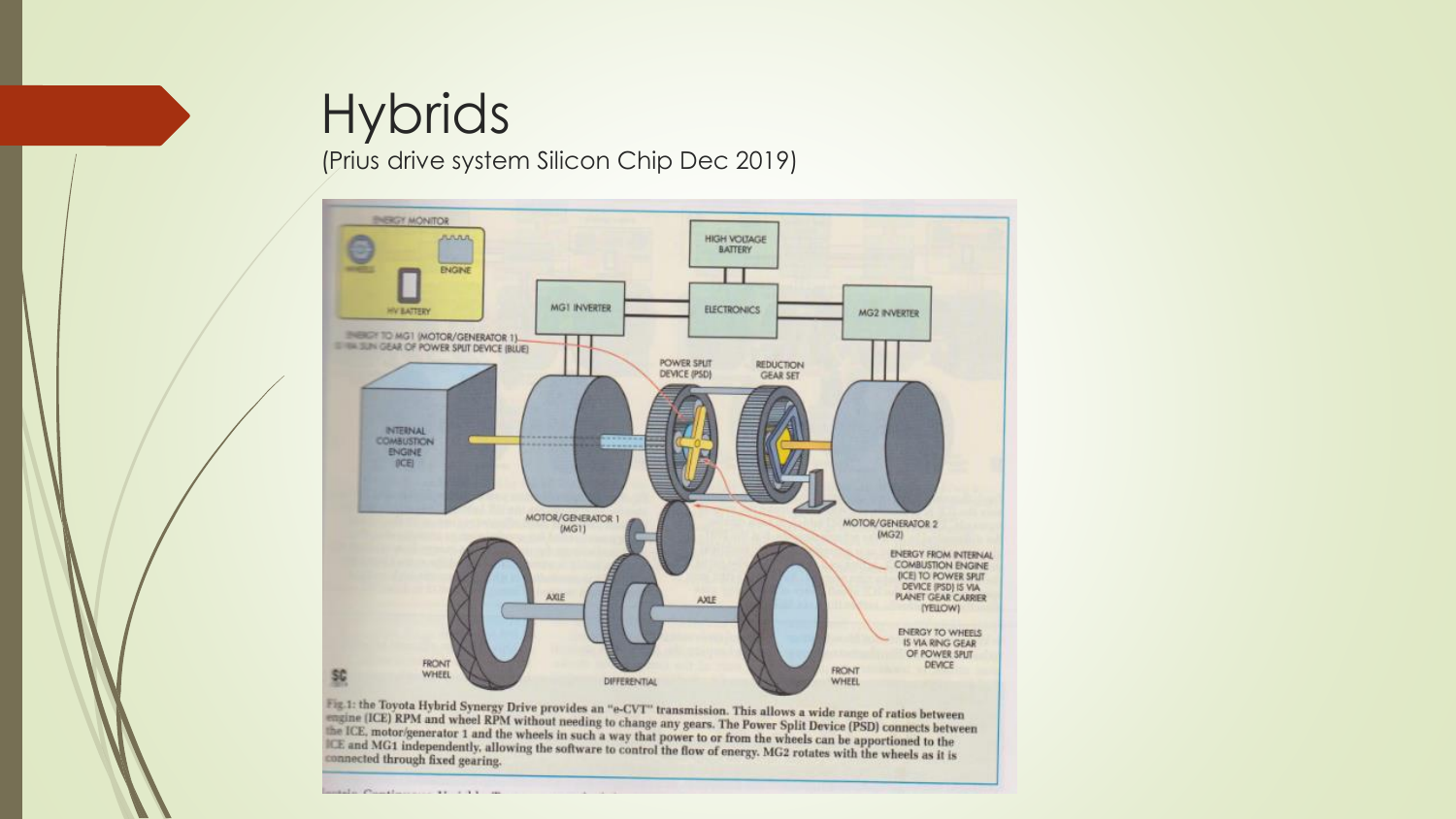# Hybrids

(Prius drive system Silicon Chip Dec 2019)

ENERGY MONITOR

ENGINE

HV BATTERY

HIGH VOLTAGE BATTERY

MG1 INVERTER

ELECTRONICS

MG2 INVERTER

ENERGY TO MG1 (MOTOR/GENERATOR 1) IS VIA SUN GEAR OF POWER SPLIT DEVICE (BLUE)

POWER SPLIT DEVICE (PSD)

REDUCTION GEAR SET

INTERNAL COMBUSTION ENGINE (ICE)

MOTOR/GENERATOR 1 (MG1)

MOTOR/GENERATOR 2 (MG2)

ENERGY FROM INTERNAL COMBUSTION ENGINE (ICE) TO POWER SPLIT DEVICE (PSD) IS VIA PLANET GEAR CARRIER (YELLOW)

ENERGY TO WHEELS IS VIA RING GEAR OF POWER SPLIT DEVICE

AXLE

AXLE

FRONT WHEEL

DIFFERENTIAL

FRONT WHEEL

Fig.1: the Toyota Hybrid Synergy Drive provides an "e-CVT" transmission. This allows a wide range of ratios between engine (ICE) RPM and wheel RPM without needing to change any gears. The Power Split Device (PSD) connects between the ICE, motor/generator 1 and the wheels in such a way that power to or from the wheels can be apportioned to the ICE and MG1 independently, allowing the software to control the flow of energy. MG2 rotates with the wheels as it is connected through fixed gearing.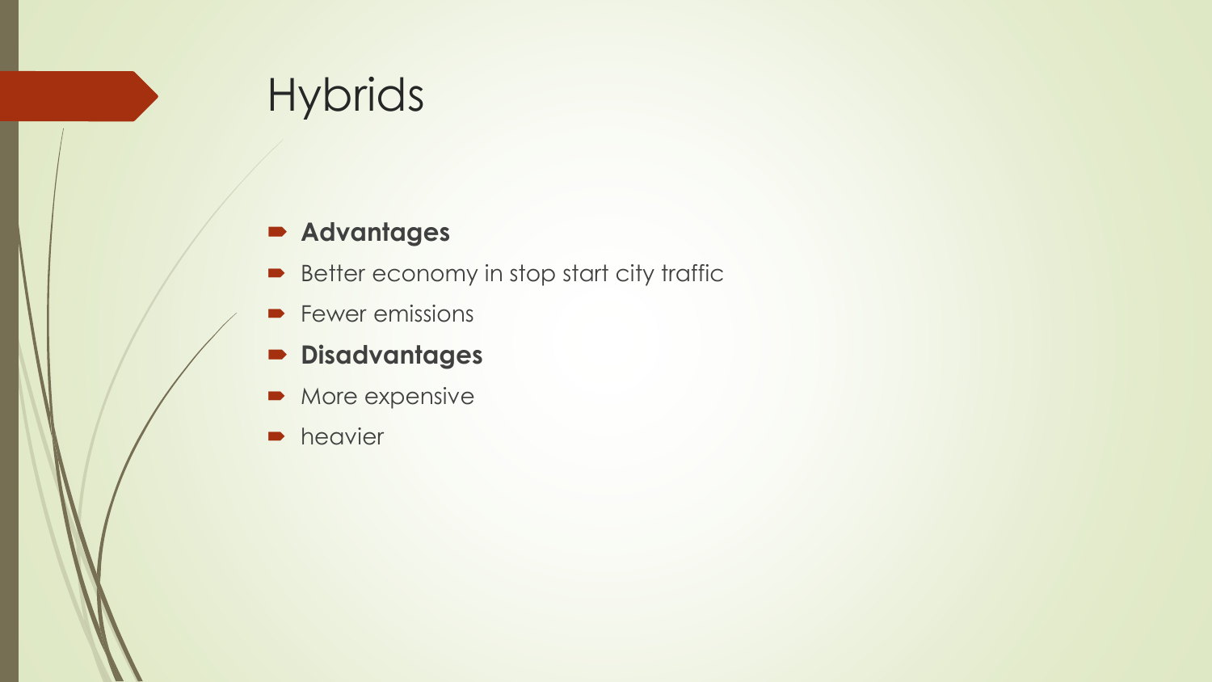# Hybrids

- **Advantages**
- Better economy in stop start city traffic
- Fewer emissions
- **Disadvantages**
- More expensive
- heavier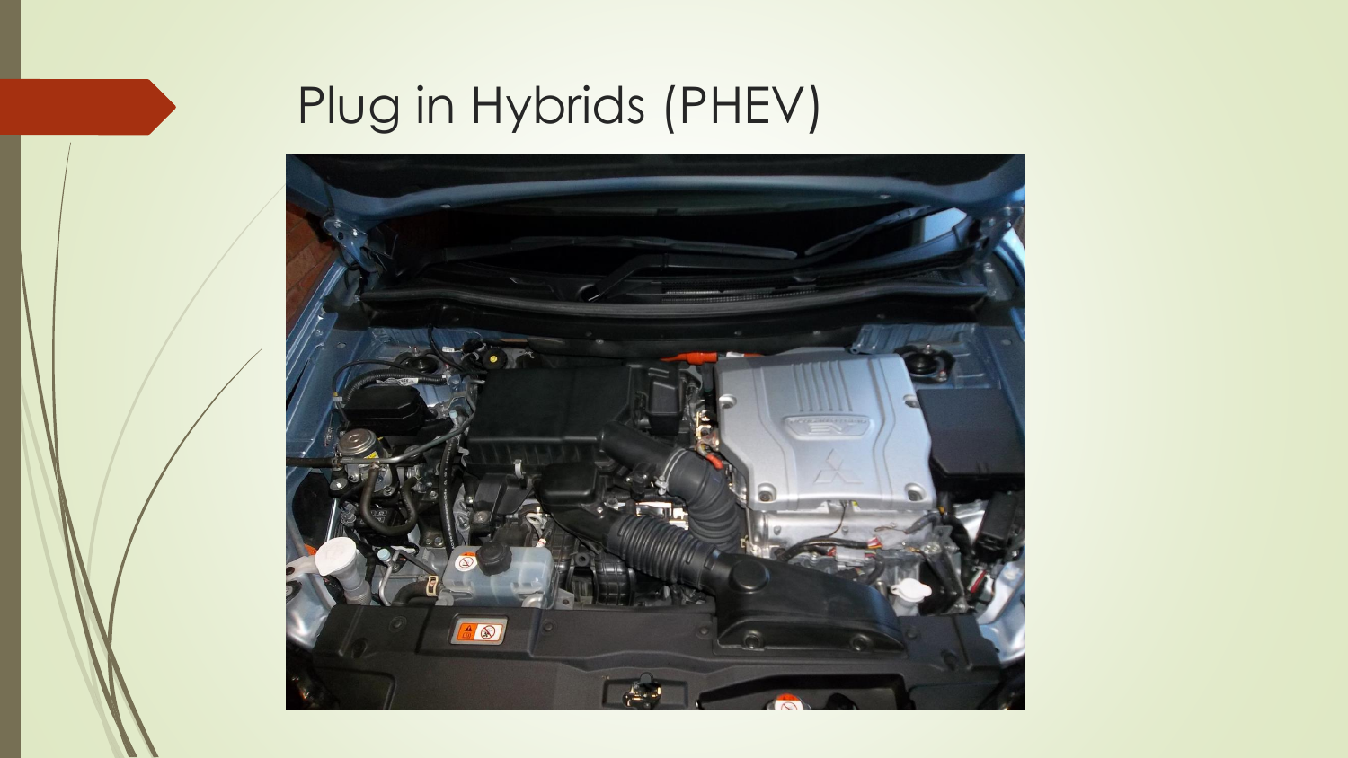# Plug in Hybrids (PHEV)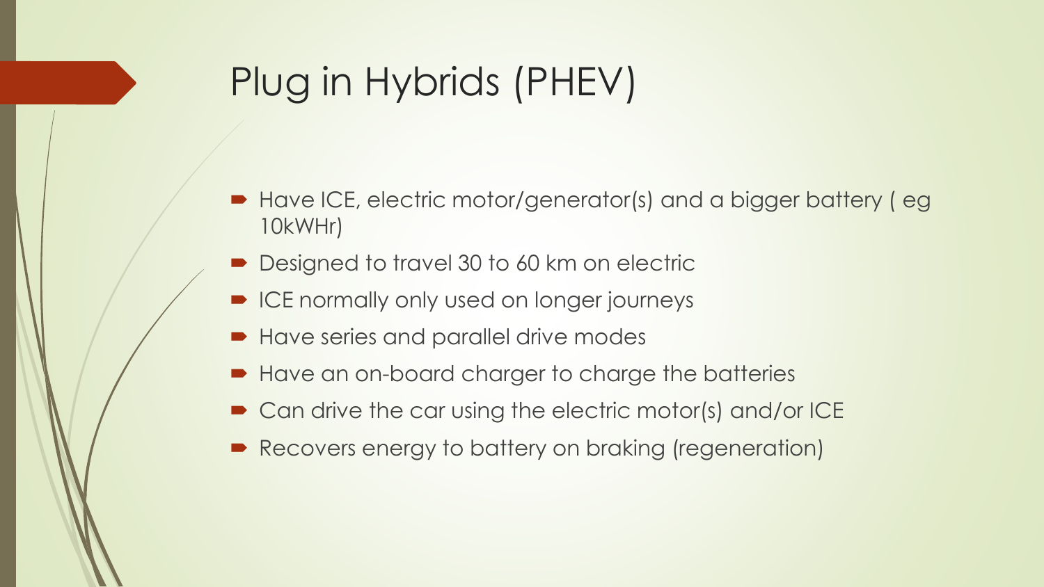# Plug in Hybrids (PHEV)

- Have ICE, electric motor/generator(s) and a bigger battery ( eg 10kWHr)
- Designed to travel 30 to 60 km on electric
- ICE normally only used on longer journeys
- Have series and parallel drive modes
- Have an on-board charger to charge the batteries
- Can drive the car using the electric motor(s) and/or ICE
- Recovers energy to battery on braking (regeneration)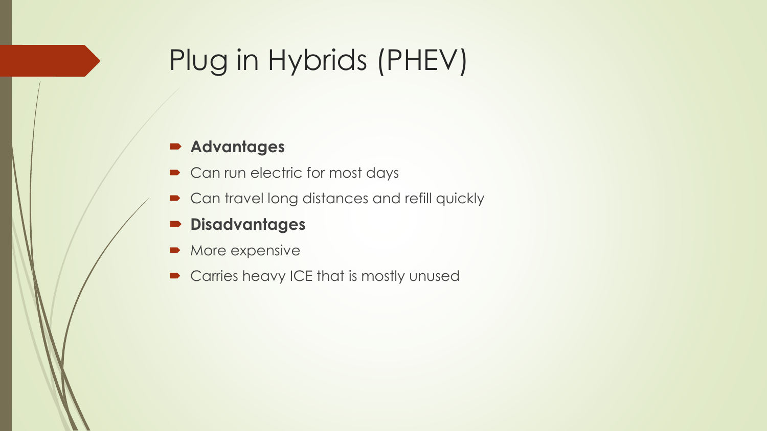# Plug in Hybrids (PHEV)

- **Advantages**
- Can run electric for most days
- Can travel long distances and refill quickly
- **Disadvantages**
- More expensive
- Carries heavy ICE that is mostly unused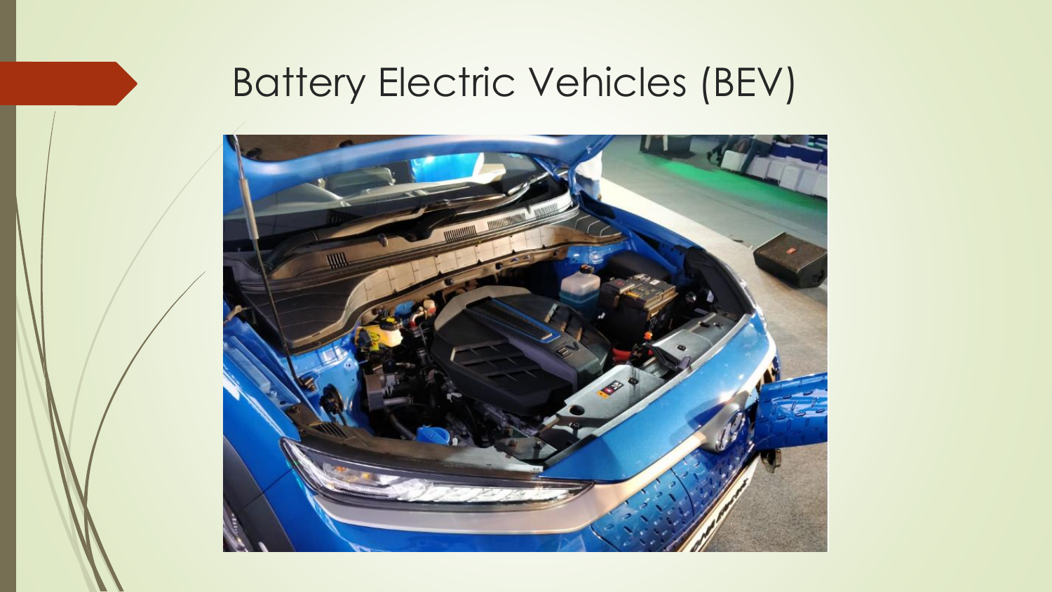# Battery Electric Vehicles (BEV)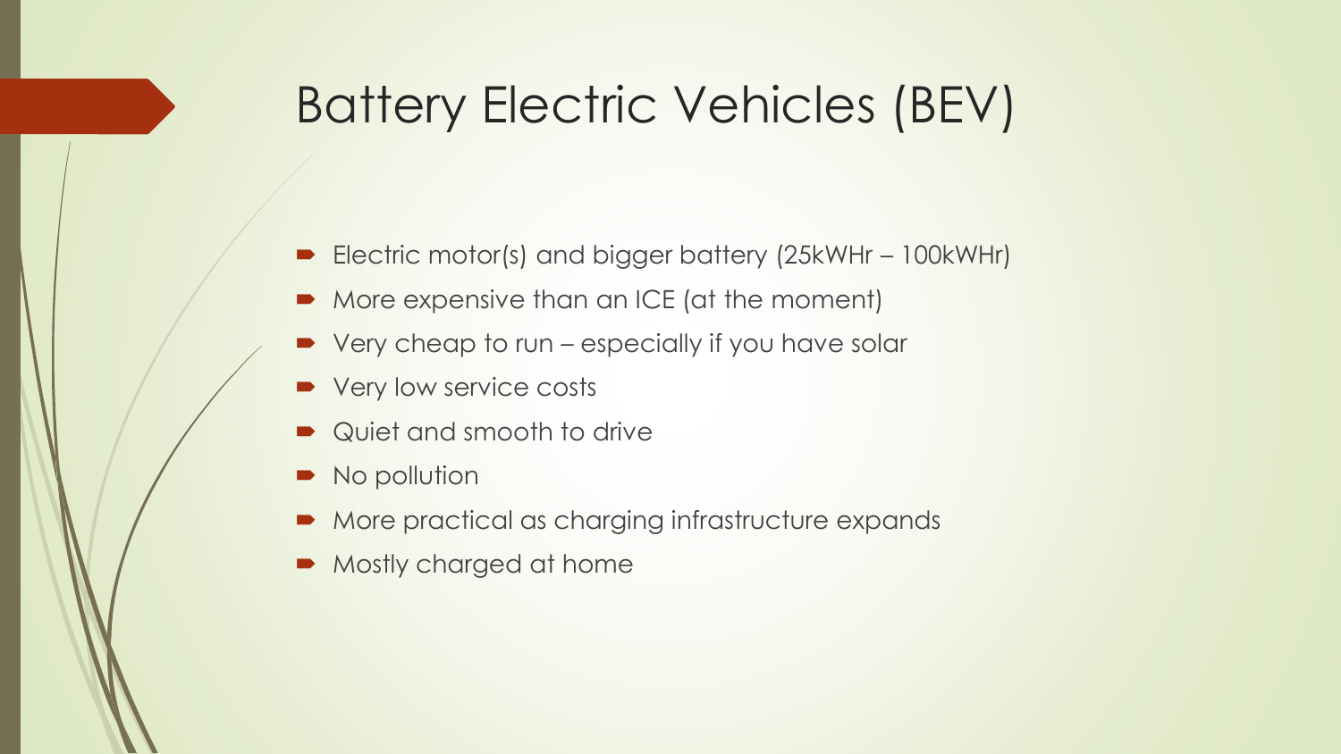# Battery Electric Vehicles (BEV)

- Electric motor(s) and bigger battery (25kWHr – 100kWHr)
- More expensive than an ICE (at the moment)
- Very cheap to run – especially if you have solar
- Very low service costs
- Quiet and smooth to drive
- No pollution
- More practical as charging infrastructure expands
- Mostly charged at home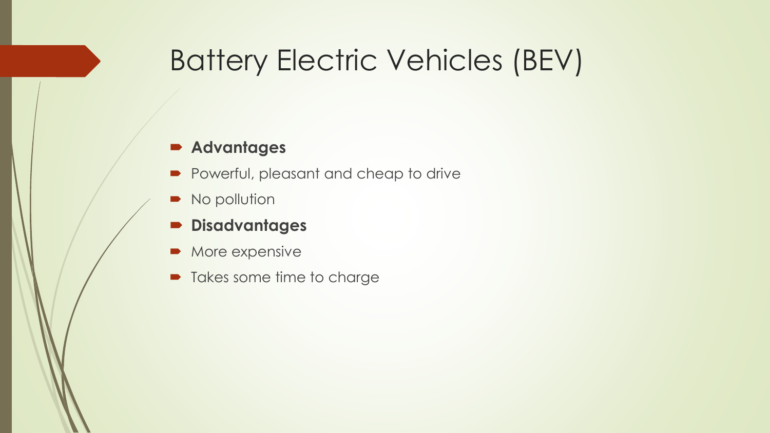# Battery Electric Vehicles (BEV)

- **Advantages**
- Powerful, pleasant and cheap to drive
- No pollution
- **Disadvantages**
- More expensive
- Takes some time to charge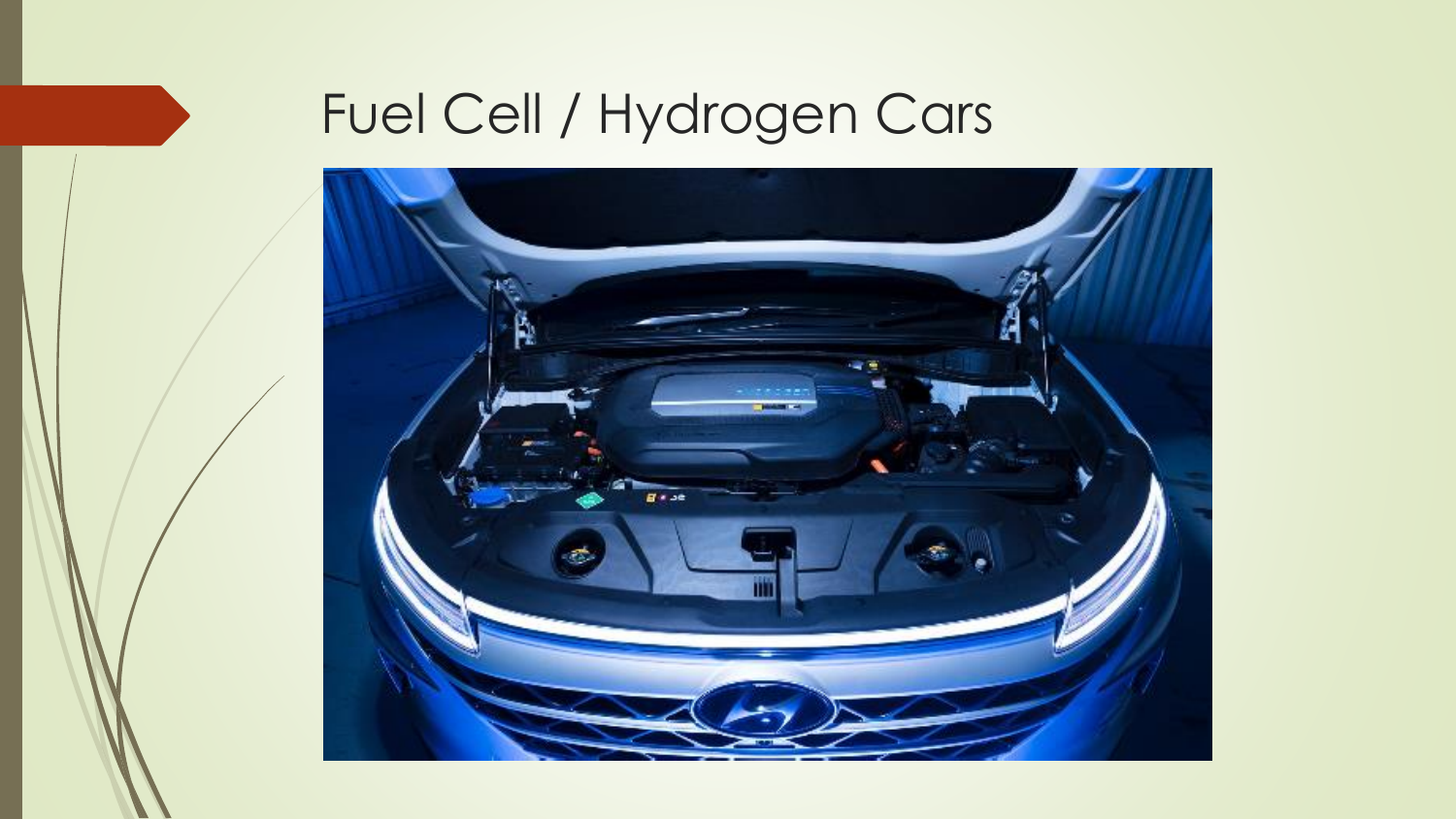# Fuel Cell / Hydrogen Cars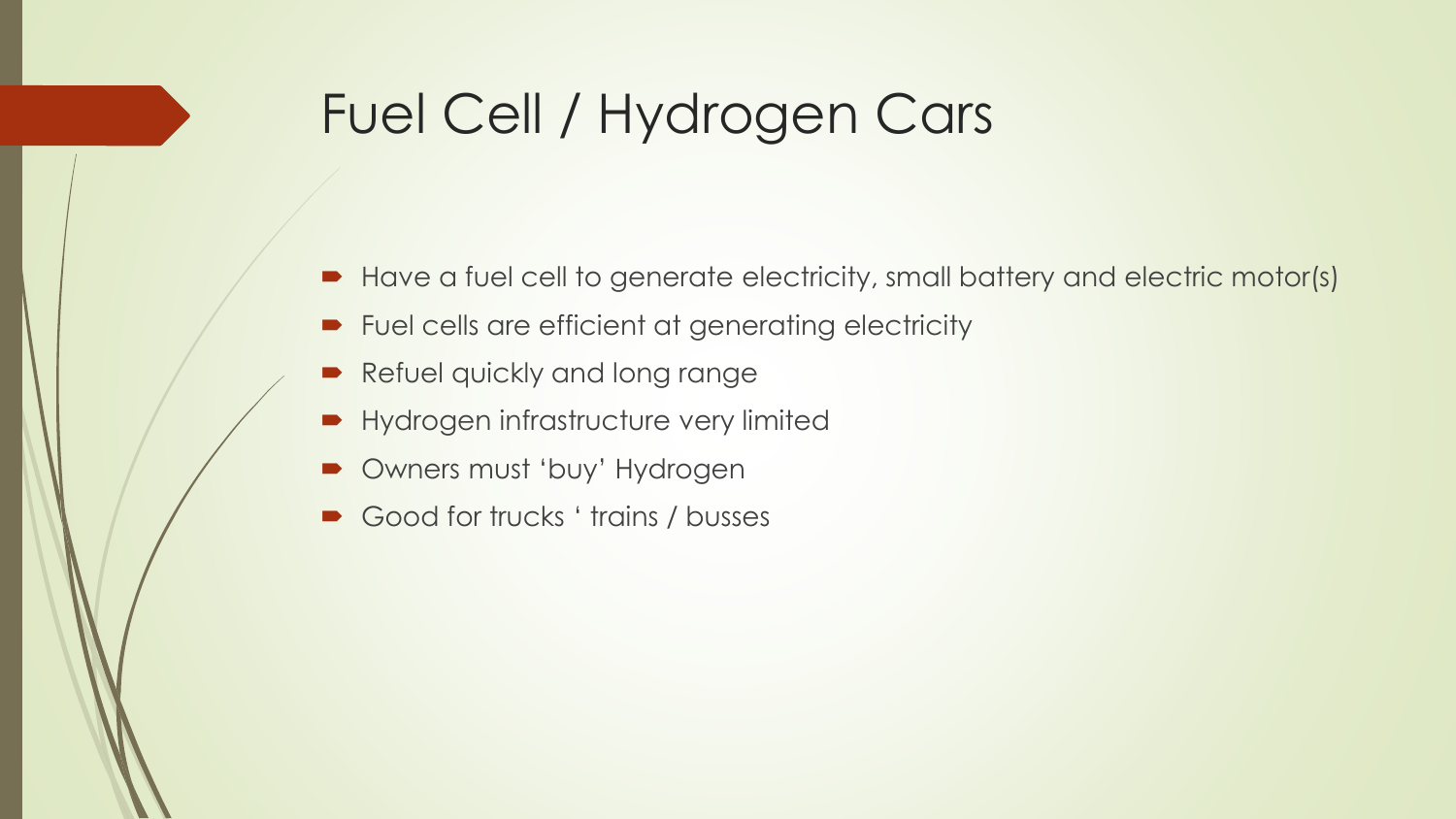# Fuel Cell / Hydrogen Cars

- Have a fuel cell to generate electricity, small battery and electric motor(s)
- Fuel cells are efficient at generating electricity
- Refuel quickly and long range
- Hydrogen infrastructure very limited
- Owners must 'buy' Hydrogen
- Good for trucks ' trains / busses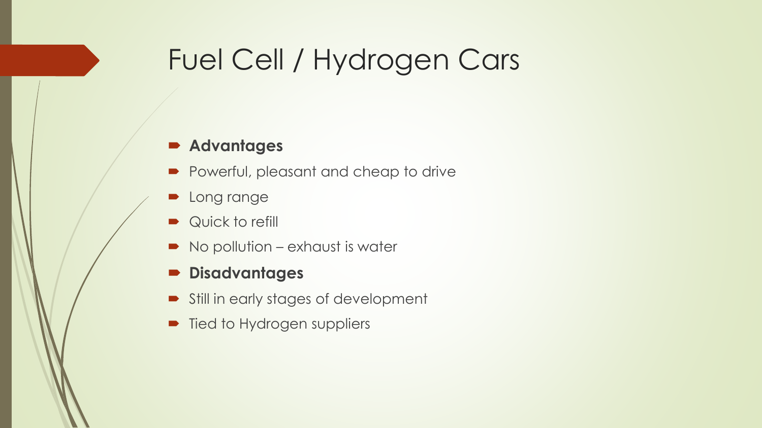# Fuel Cell / Hydrogen Cars

- **Advantages**
- Powerful, pleasant and cheap to drive
- Long range
- Quick to refill
- No pollution – exhaust is water
- **Disadvantages**
- Still in early stages of development
- Tied to Hydrogen suppliers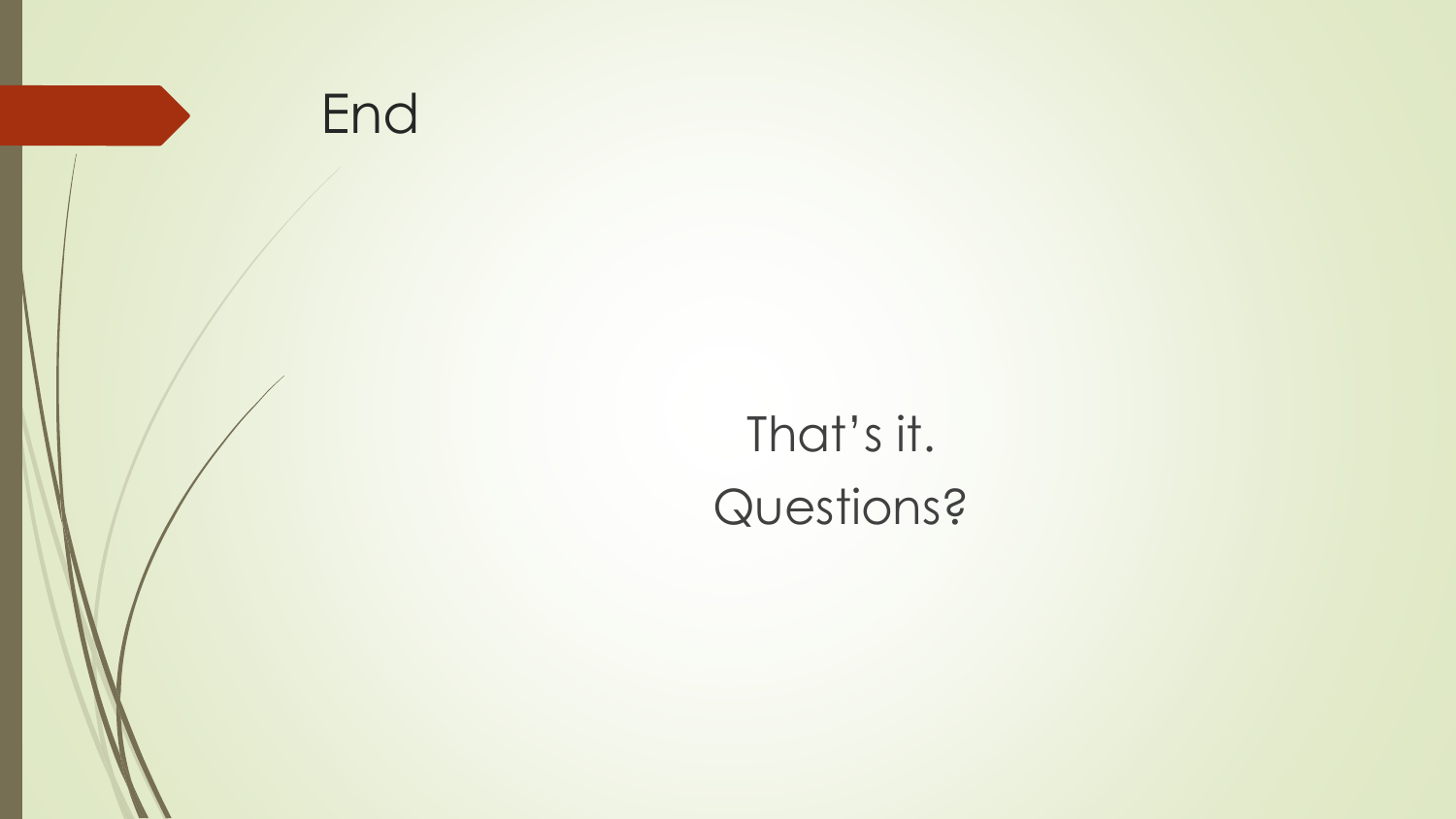# End

That's it.
Questions?